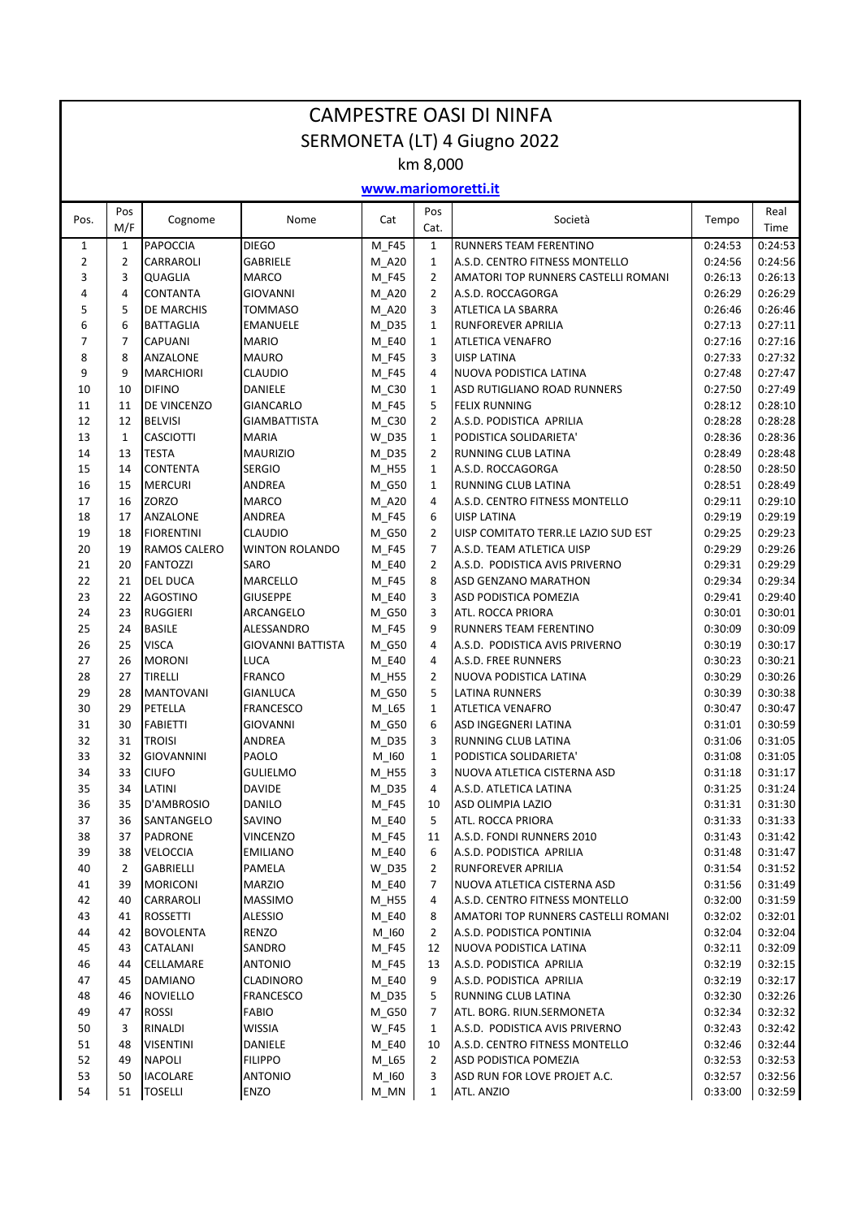# CAMPESTRE OASI DI NINFA

## SERMONETA (LT) 4 Giugno 2022

### km 8,000

**www.mariomoretti.it**

| Pos. | Pos M/F | Cognome | Nome | Cat | Pos Cat. | Società | Tempo | Real Time |
|---|---|---|---|---|---|---|---|---|
| 1 | 1 | PAPOCCIA | DIEGO | M_F45 | 1 | RUNNERS TEAM FERENTINO | 0:24:53 | 0:24:53 |
| 2 | 2 | CARRAROLI | GABRIELE | M_A20 | 1 | A.S.D. CENTRO FITNESS MONTELLO | 0:24:56 | 0:24:56 |
| 3 | 3 | QUAGLIA | MARCO | M_F45 | 2 | AMATORI TOP RUNNERS CASTELLI ROMANI | 0:26:13 | 0:26:13 |
| 4 | 4 | CONTANTA | GIOVANNI | M_A20 | 2 | A.S.D. ROCCAGORGA | 0:26:29 | 0:26:29 |
| 5 | 5 | DE MARCHIS | TOMMASO | M_A20 | 3 | ATLETICA LA SBARRA | 0:26:46 | 0:26:46 |
| 6 | 6 | BATTAGLIA | EMANUELE | M_D35 | 1 | RUNFOREVER APRILIA | 0:27:13 | 0:27:11 |
| 7 | 7 | CAPUANI | MARIO | M_E40 | 1 | ATLETICA VENAFRO | 0:27:16 | 0:27:16 |
| 8 | 8 | ANZALONE | MAURO | M_F45 | 3 | UISP LATINA | 0:27:33 | 0:27:32 |
| 9 | 9 | MARCHIORI | CLAUDIO | M_F45 | 4 | NUOVA PODISTICA LATINA | 0:27:48 | 0:27:47 |
| 10 | 10 | DIFINO | DANIELE | M_C30 | 1 | ASD RUTIGLIANO ROAD RUNNERS | 0:27:50 | 0:27:49 |
| 11 | 11 | DE VINCENZO | GIANCARLO | M_F45 | 5 | FELIX RUNNING | 0:28:12 | 0:28:10 |
| 12 | 12 | BELVISI | GIAMBATTISTA | M_C30 | 2 | A.S.D. PODISTICA APRILIA | 0:28:28 | 0:28:28 |
| 13 | 1 | CASCIOTTI | MARIA | W_D35 | 1 | PODISTICA SOLIDARIETA' | 0:28:36 | 0:28:36 |
| 14 | 13 | TESTA | MAURIZIO | M_D35 | 2 | RUNNING CLUB LATINA | 0:28:49 | 0:28:48 |
| 15 | 14 | CONTENTA | SERGIO | M_H55 | 1 | A.S.D. ROCCAGORGA | 0:28:50 | 0:28:50 |
| 16 | 15 | MERCURI | ANDREA | M_G50 | 1 | RUNNING CLUB LATINA | 0:28:51 | 0:28:49 |
| 17 | 16 | ZORZO | MARCO | M_A20 | 4 | A.S.D. CENTRO FITNESS MONTELLO | 0:29:11 | 0:29:10 |
| 18 | 17 | ANZALONE | ANDREA | M_F45 | 6 | UISP LATINA | 0:29:19 | 0:29:19 |
| 19 | 18 | FIORENTINI | CLAUDIO | M_G50 | 2 | UISP COMITATO TERR.LE LAZIO SUD EST | 0:29:25 | 0:29:23 |
| 20 | 19 | RAMOS CALERO | WINTON ROLANDO | M_F45 | 7 | A.S.D. TEAM ATLETICA UISP | 0:29:29 | 0:29:26 |
| 21 | 20 | FANTOZZI | SARO | M_E40 | 2 | A.S.D. PODISTICA AVIS PRIVERNO | 0:29:31 | 0:29:29 |
| 22 | 21 | DEL DUCA | MARCELLO | M_F45 | 8 | ASD GENZANO MARATHON | 0:29:34 | 0:29:34 |
| 23 | 22 | AGOSTINO | GIUSEPPE | M_E40 | 3 | ASD PODISTICA POMEZIA | 0:29:41 | 0:29:40 |
| 24 | 23 | RUGGIERI | ARCANGELO | M_G50 | 3 | ATL. ROCCA PRIORA | 0:30:01 | 0:30:01 |
| 25 | 24 | BASILE | ALESSANDRO | M_F45 | 9 | RUNNERS TEAM FERENTINO | 0:30:09 | 0:30:09 |
| 26 | 25 | VISCA | GIOVANNI BATTISTA | M_G50 | 4 | A.S.D. PODISTICA AVIS PRIVERNO | 0:30:19 | 0:30:17 |
| 27 | 26 | MORONI | LUCA | M_E40 | 4 | A.S.D. FREE RUNNERS | 0:30:23 | 0:30:21 |
| 28 | 27 | TIRELLI | FRANCO | M_H55 | 2 | NUOVA PODISTICA LATINA | 0:30:29 | 0:30:26 |
| 29 | 28 | MANTOVANI | GIANLUCA | M_G50 | 5 | LATINA RUNNERS | 0:30:39 | 0:30:38 |
| 30 | 29 | PETELLA | FRANCESCO | M_L65 | 1 | ATLETICA VENAFRO | 0:30:47 | 0:30:47 |
| 31 | 30 | FABIETTI | GIOVANNI | M_G50 | 6 | ASD INGEGNERI LATINA | 0:31:01 | 0:30:59 |
| 32 | 31 | TROISI | ANDREA | M_D35 | 3 | RUNNING CLUB LATINA | 0:31:06 | 0:31:05 |
| 33 | 32 | GIOVANNINI | PAOLO | M_I60 | 1 | PODISTICA SOLIDARIETA' | 0:31:08 | 0:31:05 |
| 34 | 33 | CIUFO | GULIELMO | M_H55 | 3 | NUOVA ATLETICA CISTERNA ASD | 0:31:18 | 0:31:17 |
| 35 | 34 | LATINI | DAVIDE | M_D35 | 4 | A.S.D. ATLETICA LATINA | 0:31:25 | 0:31:24 |
| 36 | 35 | D'AMBROSIO | DANILO | M_F45 | 10 | ASD OLIMPIA LAZIO | 0:31:31 | 0:31:30 |
| 37 | 36 | SANTANGELO | SAVINO | M_E40 | 5 | ATL. ROCCA PRIORA | 0:31:33 | 0:31:33 |
| 38 | 37 | PADRONE | VINCENZO | M_F45 | 11 | A.S.D. FONDI RUNNERS 2010 | 0:31:43 | 0:31:42 |
| 39 | 38 | VELOCCIA | EMILIANO | M_E40 | 6 | A.S.D. PODISTICA APRILIA | 0:31:48 | 0:31:47 |
| 40 | 2 | GABRIELLI | PAMELA | W_D35 | 2 | RUNFOREVER APRILIA | 0:31:54 | 0:31:52 |
| 41 | 39 | MORICONI | MARZIO | M_E40 | 7 | NUOVA ATLETICA CISTERNA ASD | 0:31:56 | 0:31:49 |
| 42 | 40 | CARRAROLI | MASSIMO | M_H55 | 4 | A.S.D. CENTRO FITNESS MONTELLO | 0:32:00 | 0:31:59 |
| 43 | 41 | ROSSETTI | ALESSIO | M_E40 | 8 | AMATORI TOP RUNNERS CASTELLI ROMANI | 0:32:02 | 0:32:01 |
| 44 | 42 | BOVOLENTA | RENZO | M_I60 | 2 | A.S.D. PODISTICA PONTINIA | 0:32:04 | 0:32:04 |
| 45 | 43 | CATALANI | SANDRO | M_F45 | 12 | NUOVA PODISTICA LATINA | 0:32:11 | 0:32:09 |
| 46 | 44 | CELLAMARE | ANTONIO | M_F45 | 13 | A.S.D. PODISTICA APRILIA | 0:32:19 | 0:32:15 |
| 47 | 45 | DAMIANO | CLADINORO | M_E40 | 9 | A.S.D. PODISTICA APRILIA | 0:32:19 | 0:32:17 |
| 48 | 46 | NOVIELLO | FRANCESCO | M_D35 | 5 | RUNNING CLUB LATINA | 0:32:30 | 0:32:26 |
| 49 | 47 | ROSSI | FABIO | M_G50 | 7 | ATL. BORG. RIUN.SERMONETA | 0:32:34 | 0:32:32 |
| 50 | 3 | RINALDI | WISSIA | W_F45 | 1 | A.S.D. PODISTICA AVIS PRIVERNO | 0:32:43 | 0:32:42 |
| 51 | 48 | VISENTINI | DANIELE | M_E40 | 10 | A.S.D. CENTRO FITNESS MONTELLO | 0:32:46 | 0:32:44 |
| 52 | 49 | NAPOLI | FILIPPO | M_L65 | 2 | ASD PODISTICA POMEZIA | 0:32:53 | 0:32:53 |
| 53 | 50 | IACOLARE | ANTONIO | M_I60 | 3 | ASD RUN FOR LOVE PROJET A.C. | 0:32:57 | 0:32:56 |
| 54 | 51 | TOSELLI | ENZO | M_MN | 1 | ATL. ANZIO | 0:33:00 | 0:32:59 |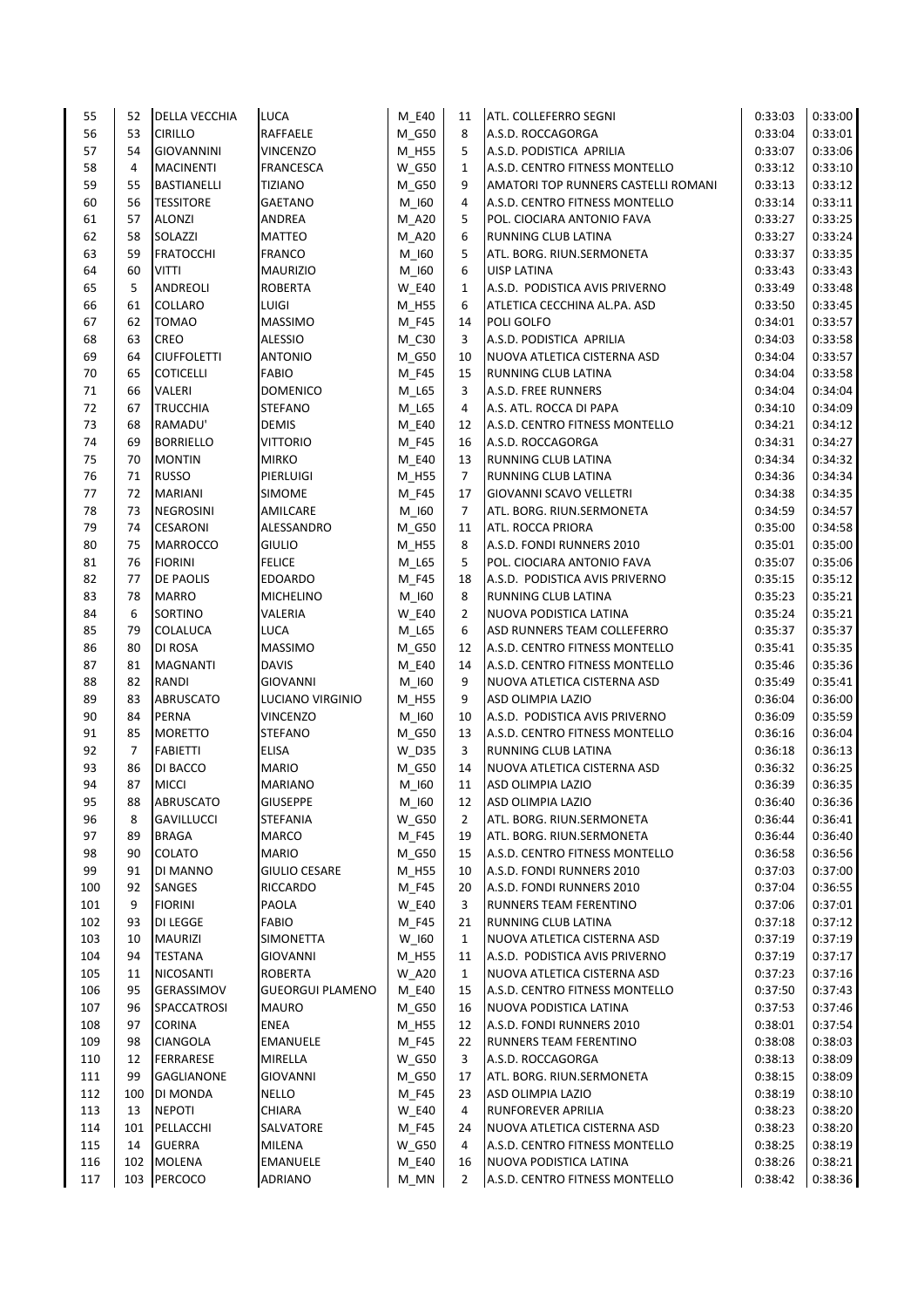| 55 | 52 | DELLA VECCHIA | LUCA | M_E40 | 11 | ATL. COLLEFERRO SEGNI | 0:33:03 | 0:33:00 |
|---|---|---|---|---|---|---|---|---|
| 56 | 53 | CIRILLO | RAFFAELE | M_G50 | 8 | A.S.D. ROCCAGORGA | 0:33:04 | 0:33:01 |
| 57 | 54 | GIOVANNINI | VINCENZO | M_H55 | 5 | A.S.D. PODISTICA APRILIA | 0:33:07 | 0:33:06 |
| 58 | 4 | MACINENTI | FRANCESCA | W_G50 | 1 | A.S.D. CENTRO FITNESS MONTELLO | 0:33:12 | 0:33:10 |
| 59 | 55 | BASTIANELLI | TIZIANO | M_G50 | 9 | AMATORI TOP RUNNERS CASTELLI ROMANI | 0:33:13 | 0:33:12 |
| 60 | 56 | TESSITORE | GAETANO | M_I60 | 4 | A.S.D. CENTRO FITNESS MONTELLO | 0:33:14 | 0:33:11 |
| 61 | 57 | ALONZI | ANDREA | M_A20 | 5 | POL. CIOCIARIA ANTONIO FAVA | 0:33:27 | 0:33:25 |
| 62 | 58 | SOLAZZI | MATTEO | M_A20 | 6 | RUNNING CLUB LATINA | 0:33:27 | 0:33:24 |
| 63 | 59 | FRATOCCHI | FRANCO | M_I60 | 5 | ATL. BORG. RIUN.SERMONETA | 0:33:37 | 0:33:35 |
| 64 | 60 | VITTI | MAURIZIO | M_I60 | 6 | UISP LATINA | 0:33:43 | 0:33:43 |
| 65 | 5 | ANDREOLI | ROBERTA | W_E40 | 1 | A.S.D. PODISTICA AVIS PRIVERNO | 0:33:49 | 0:33:48 |
| 66 | 61 | COLLARO | LUIGI | M_H55 | 6 | ATLETICA CECCHINA AL.PA. ASD | 0:33:50 | 0:33:45 |
| 67 | 62 | TOMAO | MASSIMO | M_F45 | 14 | POLI GOLFO | 0:34:01 | 0:33:57 |
| 68 | 63 | CREO | ALESSIO | M_C30 | 3 | A.S.D. PODISTICA APRILIA | 0:34:03 | 0:33:58 |
| 69 | 64 | CIUFFOLETTI | ANTONIO | M_G50 | 10 | NUOVA ATLETICA CISTERNA ASD | 0:34:04 | 0:33:57 |
| 70 | 65 | COTICELLI | FABIO | M_F45 | 15 | RUNNING CLUB LATINA | 0:34:04 | 0:33:58 |
| 71 | 66 | VALERI | DOMENICO | M_L65 | 3 | A.S.D. FREE RUNNERS | 0:34:04 | 0:34:04 |
| 72 | 67 | TRUCCHIA | STEFANO | M_L65 | 4 | A.S. ATL. ROCCA DI PAPA | 0:34:10 | 0:34:09 |
| 73 | 68 | RAMADU' | DEMIS | M_E40 | 12 | A.S.D. CENTRO FITNESS MONTELLO | 0:34:21 | 0:34:12 |
| 74 | 69 | BORRIELLO | VITTORIO | M_F45 | 16 | A.S.D. ROCCAGORGA | 0:34:31 | 0:34:27 |
| 75 | 70 | MONTIN | MIRKO | M_E40 | 13 | RUNNING CLUB LATINA | 0:34:34 | 0:34:32 |
| 76 | 71 | RUSSO | PIERLUIGI | M_H55 | 7 | RUNNING CLUB LATINA | 0:34:36 | 0:34:34 |
| 77 | 72 | MARIANI | SIMOME | M_F45 | 17 | GIOVANNI SCAVO VELLETRI | 0:34:38 | 0:34:35 |
| 78 | 73 | NEGROSINI | AMILCARE | M_I60 | 7 | ATL. BORG. RIUN.SERMONETA | 0:34:59 | 0:34:57 |
| 79 | 74 | CESARONI | ALESSANDRO | M_G50 | 11 | ATL. ROCCA PRIORA | 0:35:00 | 0:34:58 |
| 80 | 75 | MARROCCO | GIULIO | M_H55 | 8 | A.S.D. FONDI RUNNERS 2010 | 0:35:01 | 0:35:00 |
| 81 | 76 | FIORINI | FELICE | M_L65 | 5 | POL. CIOCIARIA ANTONIO FAVA | 0:35:07 | 0:35:06 |
| 82 | 77 | DE PAOLIS | EDOARDO | M_F45 | 18 | A.S.D. PODISTICA AVIS PRIVERNO | 0:35:15 | 0:35:12 |
| 83 | 78 | MARRO | MICHELINO | M_I60 | 8 | RUNNING CLUB LATINA | 0:35:23 | 0:35:21 |
| 84 | 6 | SORTINO | VALERIA | W_E40 | 2 | NUOVA PODISTICA LATINA | 0:35:24 | 0:35:21 |
| 85 | 79 | COLALUCA | LUCA | M_L65 | 6 | ASD RUNNERS TEAM COLLEFERRO | 0:35:37 | 0:35:37 |
| 86 | 80 | DI ROSA | MASSIMO | M_G50 | 12 | A.S.D. CENTRO FITNESS MONTELLO | 0:35:41 | 0:35:35 |
| 87 | 81 | MAGNANTI | DAVIS | M_E40 | 14 | A.S.D. CENTRO FITNESS MONTELLO | 0:35:46 | 0:35:36 |
| 88 | 82 | RANDI | GIOVANNI | M_I60 | 9 | NUOVA ATLETICA CISTERNA ASD | 0:35:49 | 0:35:41 |
| 89 | 83 | ABRUSCATO | LUCIANO VIRGINIO | M_H55 | 9 | ASD OLIMPIA LAZIO | 0:36:04 | 0:36:00 |
| 90 | 84 | PERNA | VINCENZO | M_I60 | 10 | A.S.D. PODISTICA AVIS PRIVERNO | 0:36:09 | 0:35:59 |
| 91 | 85 | MORETTO | STEFANO | M_G50 | 13 | A.S.D. CENTRO FITNESS MONTELLO | 0:36:16 | 0:36:04 |
| 92 | 7 | FABIETTI | ELISA | W_D35 | 3 | RUNNING CLUB LATINA | 0:36:18 | 0:36:13 |
| 93 | 86 | DI BACCO | MARIO | M_G50 | 14 | NUOVA ATLETICA CISTERNA ASD | 0:36:32 | 0:36:25 |
| 94 | 87 | MICCI | MARIANO | M_I60 | 11 | ASD OLIMPIA LAZIO | 0:36:39 | 0:36:35 |
| 95 | 88 | ABRUSCATO | GIUSEPPE | M_I60 | 12 | ASD OLIMPIA LAZIO | 0:36:40 | 0:36:36 |
| 96 | 8 | GAVILLUCCI | STEFANIA | W_G50 | 2 | ATL. BORG. RIUN.SERMONETA | 0:36:44 | 0:36:41 |
| 97 | 89 | BRAGA | MARCO | M_F45 | 19 | ATL. BORG. RIUN.SERMONETA | 0:36:44 | 0:36:40 |
| 98 | 90 | COLATO | MARIO | M_G50 | 15 | A.S.D. CENTRO FITNESS MONTELLO | 0:36:58 | 0:36:56 |
| 99 | 91 | DI MANNO | GIULIO CESARE | M_H55 | 10 | A.S.D. FONDI RUNNERS 2010 | 0:37:03 | 0:37:00 |
| 100 | 92 | SANGES | RICCARDO | M_F45 | 20 | A.S.D. FONDI RUNNERS 2010 | 0:37:04 | 0:36:55 |
| 101 | 9 | FIORINI | PAOLA | W_E40 | 3 | RUNNERS TEAM FERENTINO | 0:37:06 | 0:37:01 |
| 102 | 93 | DI LEGGE | FABIO | M_F45 | 21 | RUNNING CLUB LATINA | 0:37:18 | 0:37:12 |
| 103 | 10 | MAURIZI | SIMONETTA | W_I60 | 1 | NUOVA ATLETICA CISTERNA ASD | 0:37:19 | 0:37:19 |
| 104 | 94 | TESTANA | GIOVANNI | M_H55 | 11 | A.S.D. PODISTICA AVIS PRIVERNO | 0:37:19 | 0:37:17 |
| 105 | 11 | NICOSANTI | ROBERTA | W_A20 | 1 | NUOVA ATLETICA CISTERNA ASD | 0:37:23 | 0:37:16 |
| 106 | 95 | GERASSIMOV | GUEORGUI PLAMENO | M_E40 | 15 | A.S.D. CENTRO FITNESS MONTELLO | 0:37:50 | 0:37:43 |
| 107 | 96 | SPACCATROSI | MAURO | M_G50 | 16 | NUOVA PODISTICA LATINA | 0:37:53 | 0:37:46 |
| 108 | 97 | CORINA | ENEA | M_H55 | 12 | A.S.D. FONDI RUNNERS 2010 | 0:38:01 | 0:37:54 |
| 109 | 98 | CIANGOLA | EMANUELE | M_F45 | 22 | RUNNERS TEAM FERENTINO | 0:38:08 | 0:38:03 |
| 110 | 12 | FERRARESE | MIRELLA | W_G50 | 3 | A.S.D. ROCCAGORGA | 0:38:13 | 0:38:09 |
| 111 | 99 | GAGLIANONE | GIOVANNI | M_G50 | 17 | ATL. BORG. RIUN.SERMONETA | 0:38:15 | 0:38:09 |
| 112 | 100 | DI MONDA | NELLO | M_F45 | 23 | ASD OLIMPIA LAZIO | 0:38:19 | 0:38:10 |
| 113 | 13 | NEPOTI | CHIARA | W_E40 | 4 | RUNFOREVER APRILIA | 0:38:23 | 0:38:20 |
| 114 | 101 | PELLACCHI | SALVATORE | M_F45 | 24 | NUOVA ATLETICA CISTERNA ASD | 0:38:23 | 0:38:20 |
| 115 | 14 | GUERRA | MILENA | W_G50 | 4 | A.S.D. CENTRO FITNESS MONTELLO | 0:38:25 | 0:38:19 |
| 116 | 102 | MOLENA | EMANUELE | M_E40 | 16 | NUOVA PODISTICA LATINA | 0:38:26 | 0:38:21 |
| 117 | 103 | PERCOCO | ADRIANO | M_MN | 2 | A.S.D. CENTRO FITNESS MONTELLO | 0:38:42 | 0:38:36 |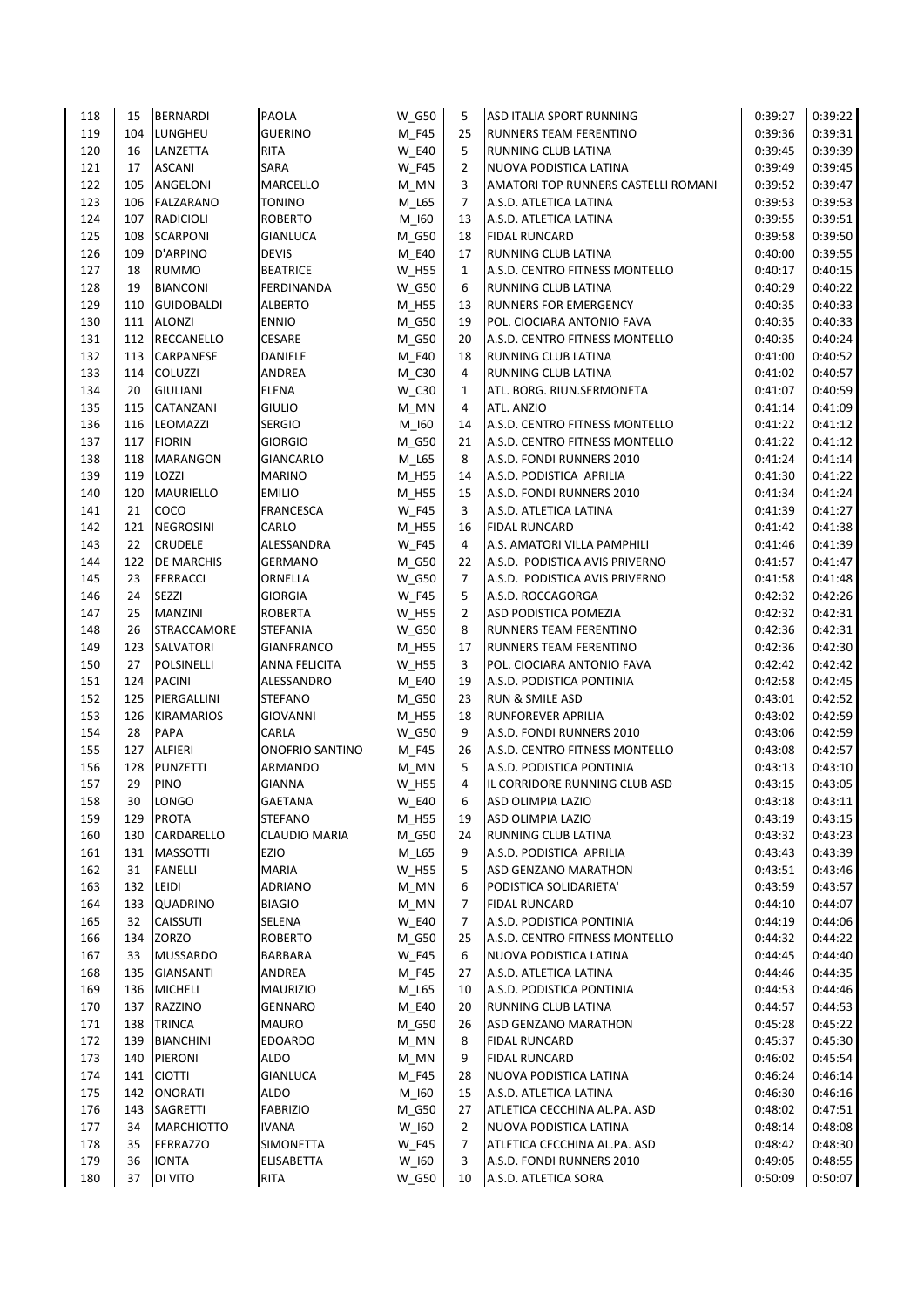| 118 | 15 | BERNARDI | PAOLA | W_G50 | 5 | ASD ITALIA SPORT RUNNING | 0:39:27 | 0:39:22 |
|---|---|---|---|---|---|---|---|---|
| 119 | 104 | LUNGHEU | GUERINO | M_F45 | 25 | RUNNERS TEAM FERENTINO | 0:39:36 | 0:39:31 |
| 120 | 16 | LANZETTA | RITA | W_E40 | 5 | RUNNING CLUB LATINA | 0:39:45 | 0:39:39 |
| 121 | 17 | ASCANI | SARA | W_F45 | 2 | NUOVA PODISTICA LATINA | 0:39:49 | 0:39:45 |
| 122 | 105 | ANGELONI | MARCELLO | M_MN | 3 | AMATORI TOP RUNNERS CASTELLI ROMANI | 0:39:52 | 0:39:47 |
| 123 | 106 | FALZARANO | TONINO | M_L65 | 7 | A.S.D. ATLETICA LATINA | 0:39:53 | 0:39:53 |
| 124 | 107 | RADICIOLI | ROBERTO | M_I60 | 13 | A.S.D. ATLETICA LATINA | 0:39:55 | 0:39:51 |
| 125 | 108 | SCARPONI | GIANLUCA | M_G50 | 18 | FIDAL RUNCARD | 0:39:58 | 0:39:50 |
| 126 | 109 | D'ARPINO | DEVIS | M_E40 | 17 | RUNNING CLUB LATINA | 0:40:00 | 0:39:55 |
| 127 | 18 | RUMMO | BEATRICE | W_H55 | 1 | A.S.D. CENTRO FITNESS MONTELLO | 0:40:17 | 0:40:15 |
| 128 | 19 | BIANCONI | FERDINANDA | W_G50 | 6 | RUNNING CLUB LATINA | 0:40:29 | 0:40:22 |
| 129 | 110 | GUIDOBALDI | ALBERTO | M_H55 | 13 | RUNNERS FOR EMERGENCY | 0:40:35 | 0:40:33 |
| 130 | 111 | ALONZI | ENNIO | M_G50 | 19 | POL. CIOCIARA ANTONIO FAVA | 0:40:35 | 0:40:33 |
| 131 | 112 | RECCANELLO | CESARE | M_G50 | 20 | A.S.D. CENTRO FITNESS MONTELLO | 0:40:35 | 0:40:24 |
| 132 | 113 | CARPANESE | DANIELE | M_E40 | 18 | RUNNING CLUB LATINA | 0:41:00 | 0:40:52 |
| 133 | 114 | COLUZZI | ANDREA | M_C30 | 4 | RUNNING CLUB LATINA | 0:41:02 | 0:40:57 |
| 134 | 20 | GIULIANI | ELENA | W_C30 | 1 | ATL. BORG. RIUN.SERMONETA | 0:41:07 | 0:40:59 |
| 135 | 115 | CATANZANI | GIULIO | M_MN | 4 | ATL. ANZIO | 0:41:14 | 0:41:09 |
| 136 | 116 | LEOMAZZI | SERGIO | M_I60 | 14 | A.S.D. CENTRO FITNESS MONTELLO | 0:41:22 | 0:41:12 |
| 137 | 117 | FIORIN | GIORGIO | M_G50 | 21 | A.S.D. CENTRO FITNESS MONTELLO | 0:41:22 | 0:41:12 |
| 138 | 118 | MARANGON | GIANCARLO | M_L65 | 8 | A.S.D. FONDI RUNNERS 2010 | 0:41:24 | 0:41:14 |
| 139 | 119 | LOZZI | MARINO | M_H55 | 14 | A.S.D. PODISTICA APRILIA | 0:41:30 | 0:41:22 |
| 140 | 120 | MAURIELLO | EMILIO | M_H55 | 15 | A.S.D. FONDI RUNNERS 2010 | 0:41:34 | 0:41:24 |
| 141 | 21 | COCO | FRANCESCA | W_F45 | 3 | A.S.D. ATLETICA LATINA | 0:41:39 | 0:41:27 |
| 142 | 121 | NEGROSINI | CARLO | M_H55 | 16 | FIDAL RUNCARD | 0:41:42 | 0:41:38 |
| 143 | 22 | CRUDELE | ALESSANDRA | W_F45 | 4 | A.S. AMATORI VILLA PAMPHILI | 0:41:46 | 0:41:39 |
| 144 | 122 | DE MARCHIS | GERMANO | M_G50 | 22 | A.S.D. PODISTICA AVIS PRIVERNO | 0:41:57 | 0:41:47 |
| 145 | 23 | FERRACCI | ORNELLA | W_G50 | 7 | A.S.D. PODISTICA AVIS PRIVERNO | 0:41:58 | 0:41:48 |
| 146 | 24 | SEZZI | GIORGIA | W_F45 | 5 | A.S.D. ROCCAGORGA | 0:42:32 | 0:42:26 |
| 147 | 25 | MANZINI | ROBERTA | W_H55 | 2 | ASD PODISTICA POMEZIA | 0:42:32 | 0:42:31 |
| 148 | 26 | STRACCAMORE | STEFANIA | W_G50 | 8 | RUNNERS TEAM FERENTINO | 0:42:36 | 0:42:31 |
| 149 | 123 | SALVATORI | GIANFRANCO | M_H55 | 17 | RUNNERS TEAM FERENTINO | 0:42:36 | 0:42:30 |
| 150 | 27 | POLSINELLI | ANNA FELICITA | W_H55 | 3 | POL. CIOCIARA ANTONIO FAVA | 0:42:42 | 0:42:42 |
| 151 | 124 | PACINI | ALESSANDRO | M_E40 | 19 | A.S.D. PODISTICA PONTINIA | 0:42:58 | 0:42:45 |
| 152 | 125 | PIERGALLINI | STEFANO | M_G50 | 23 | RUN & SMILE ASD | 0:43:01 | 0:42:52 |
| 153 | 126 | KIRAMARIOS | GIOVANNI | M_H55 | 18 | RUNFOREVER APRILIA | 0:43:02 | 0:42:59 |
| 154 | 28 | PAPA | CARLA | W_G50 | 9 | A.S.D. FONDI RUNNERS 2010 | 0:43:06 | 0:42:59 |
| 155 | 127 | ALFIERI | ONOFRIO SANTINO | M_F45 | 26 | A.S.D. CENTRO FITNESS MONTELLO | 0:43:08 | 0:42:57 |
| 156 | 128 | PUNZETTI | ARMANDO | M_MN | 5 | A.S.D. PODISTICA PONTINIA | 0:43:13 | 0:43:10 |
| 157 | 29 | PINO | GIANNA | W_H55 | 4 | IL CORRIDORE RUNNING CLUB ASD | 0:43:15 | 0:43:05 |
| 158 | 30 | LONGO | GAETANA | W_E40 | 6 | ASD OLIMPIA LAZIO | 0:43:18 | 0:43:11 |
| 159 | 129 | PROTA | STEFANO | M_H55 | 19 | ASD OLIMPIA LAZIO | 0:43:19 | 0:43:15 |
| 160 | 130 | CARDARELLO | CLAUDIO MARIA | M_G50 | 24 | RUNNING CLUB LATINA | 0:43:32 | 0:43:23 |
| 161 | 131 | MASSOTTI | EZIO | M_L65 | 9 | A.S.D. PODISTICA APRILIA | 0:43:43 | 0:43:39 |
| 162 | 31 | FANELLI | MARIA | W_H55 | 5 | ASD GENZANO MARATHON | 0:43:51 | 0:43:46 |
| 163 | 132 | LEIDI | ADRIANO | M_MN | 6 | PODISTICA SOLIDARIETA' | 0:43:59 | 0:43:57 |
| 164 | 133 | QUADRINO | BIAGIO | M_MN | 7 | FIDAL RUNCARD | 0:44:10 | 0:44:07 |
| 165 | 32 | CAISSUTI | SELENA | W_E40 | 7 | A.S.D. PODISTICA PONTINIA | 0:44:19 | 0:44:06 |
| 166 | 134 | ZORZO | ROBERTO | M_G50 | 25 | A.S.D. CENTRO FITNESS MONTELLO | 0:44:32 | 0:44:22 |
| 167 | 33 | MUSSARDO | BARBARA | W_F45 | 6 | NUOVA PODISTICA LATINA | 0:44:45 | 0:44:40 |
| 168 | 135 | GIANSANTI | ANDREA | M_F45 | 27 | A.S.D. ATLETICA LATINA | 0:44:46 | 0:44:35 |
| 169 | 136 | MICHELI | MAURIZIO | M_L65 | 10 | A.S.D. PODISTICA PONTINIA | 0:44:53 | 0:44:46 |
| 170 | 137 | RAZZINO | GENNARO | M_E40 | 20 | RUNNING CLUB LATINA | 0:44:57 | 0:44:53 |
| 171 | 138 | TRINCA | MAURO | M_G50 | 26 | ASD GENZANO MARATHON | 0:45:28 | 0:45:22 |
| 172 | 139 | BIANCHINI | EDOARDO | M_MN | 8 | FIDAL RUNCARD | 0:45:37 | 0:45:30 |
| 173 | 140 | PIERONI | ALDO | M_MN | 9 | FIDAL RUNCARD | 0:46:02 | 0:45:54 |
| 174 | 141 | CIOTTI | GIANLUCA | M_F45 | 28 | NUOVA PODISTICA LATINA | 0:46:24 | 0:46:14 |
| 175 | 142 | ONORATI | ALDO | M_I60 | 15 | A.S.D. ATLETICA LATINA | 0:46:30 | 0:46:16 |
| 176 | 143 | SAGRETTI | FABRIZIO | M_G50 | 27 | ATLETICA CECCHINA AL.PA. ASD | 0:48:02 | 0:47:51 |
| 177 | 34 | MARCHIOTTO | IVANA | W_I60 | 2 | NUOVA PODISTICA LATINA | 0:48:14 | 0:48:08 |
| 178 | 35 | FERRAZZO | SIMONETTA | W_F45 | 7 | ATLETICA CECCHINA AL.PA. ASD | 0:48:42 | 0:48:30 |
| 179 | 36 | IONTA | ELISABETTA | W_I60 | 3 | A.S.D. FONDI RUNNERS 2010 | 0:49:05 | 0:48:55 |
| 180 | 37 | DI VITO | RITA | W_G50 | 10 | A.S.D. ATLETICA SORA | 0:50:09 | 0:50:07 |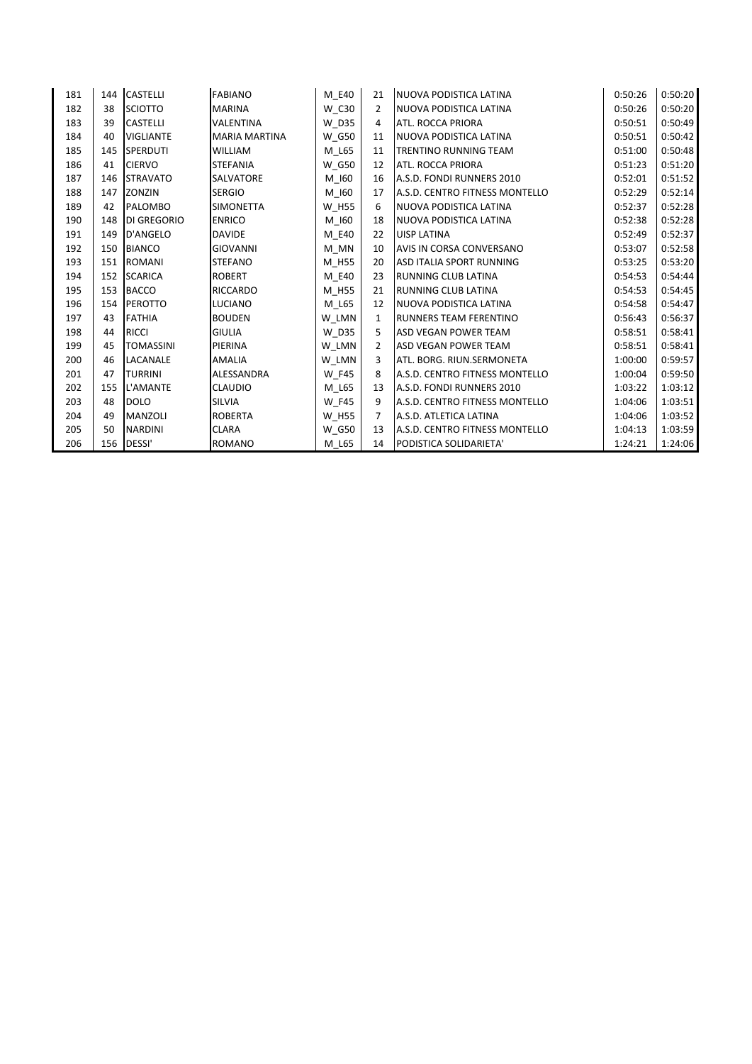| | | | | | | | | |
|---|---|---|---|---|---|---|---|---|
| 181 | 144 | CASTELLI | FABIANO | M_E40 | 21 | NUOVA PODISTICA LATINA | 0:50:26 | 0:50:20 |
| 182 | 38 | SCIOTTO | MARINA | W_C30 | 2 | NUOVA PODISTICA LATINA | 0:50:26 | 0:50:20 |
| 183 | 39 | CASTELLI | VALENTINA | W_D35 | 4 | ATL. ROCCA PRIORA | 0:50:51 | 0:50:49 |
| 184 | 40 | VIGLIANTE | MARIA MARTINA | W_G50 | 11 | NUOVA PODISTICA LATINA | 0:50:51 | 0:50:42 |
| 185 | 145 | SPERDUTI | WILLIAM | M_L65 | 11 | TRENTINO RUNNING TEAM | 0:51:00 | 0:50:48 |
| 186 | 41 | CIERVO | STEFANIA | W_G50 | 12 | ATL. ROCCA PRIORA | 0:51:23 | 0:51:20 |
| 187 | 146 | STRAVATO | SALVATORE | M_I60 | 16 | A.S.D. FONDI RUNNERS 2010 | 0:52:01 | 0:51:52 |
| 188 | 147 | ZONZIN | SERGIO | M_I60 | 17 | A.S.D. CENTRO FITNESS MONTELLO | 0:52:29 | 0:52:14 |
| 189 | 42 | PALOMBO | SIMONETTA | W_H55 | 6 | NUOVA PODISTICA LATINA | 0:52:37 | 0:52:28 |
| 190 | 148 | DI GREGORIO | ENRICO | M_I60 | 18 | NUOVA PODISTICA LATINA | 0:52:38 | 0:52:28 |
| 191 | 149 | D'ANGELO | DAVIDE | M_E40 | 22 | UISP LATINA | 0:52:49 | 0:52:37 |
| 192 | 150 | BIANCO | GIOVANNI | M_MN | 10 | AVIS IN CORSA CONVERSANO | 0:53:07 | 0:52:58 |
| 193 | 151 | ROMANI | STEFANO | M_H55 | 20 | ASD ITALIA SPORT RUNNING | 0:53:25 | 0:53:20 |
| 194 | 152 | SCARICA | ROBERT | M_E40 | 23 | RUNNING CLUB LATINA | 0:54:53 | 0:54:44 |
| 195 | 153 | BACCO | RICCARDO | M_H55 | 21 | RUNNING CLUB LATINA | 0:54:53 | 0:54:45 |
| 196 | 154 | PEROTTO | LUCIANO | M_L65 | 12 | NUOVA PODISTICA LATINA | 0:54:58 | 0:54:47 |
| 197 | 43 | FATHIA | BOUDEN | W_LMN | 1 | RUNNERS TEAM FERENTINO | 0:56:43 | 0:56:37 |
| 198 | 44 | RICCI | GIULIA | W_D35 | 5 | ASD VEGAN POWER TEAM | 0:58:51 | 0:58:41 |
| 199 | 45 | TOMASSINI | PIERINA | W_LMN | 2 | ASD VEGAN POWER TEAM | 0:58:51 | 0:58:41 |
| 200 | 46 | LACANALE | AMALIA | W_LMN | 3 | ATL. BORG. RIUN.SERMONETA | 1:00:00 | 0:59:57 |
| 201 | 47 | TURRINI | ALESSANDRA | W_F45 | 8 | A.S.D. CENTRO FITNESS MONTELLO | 1:00:04 | 0:59:50 |
| 202 | 155 | L'AMANTE | CLAUDIO | M_L65 | 13 | A.S.D. FONDI RUNNERS 2010 | 1:03:22 | 1:03:12 |
| 203 | 48 | DOLO | SILVIA | W_F45 | 9 | A.S.D. CENTRO FITNESS MONTELLO | 1:04:06 | 1:03:51 |
| 204 | 49 | MANZOLI | ROBERTA | W_H55 | 7 | A.S.D. ATLETICA LATINA | 1:04:06 | 1:03:52 |
| 205 | 50 | NARDINI | CLARA | W_G50 | 13 | A.S.D. CENTRO FITNESS MONTELLO | 1:04:13 | 1:03:59 |
| 206 | 156 | DESSI' | ROMANO | M_L65 | 14 | PODISTICA SOLIDARIETA' | 1:24:21 | 1:24:06 |